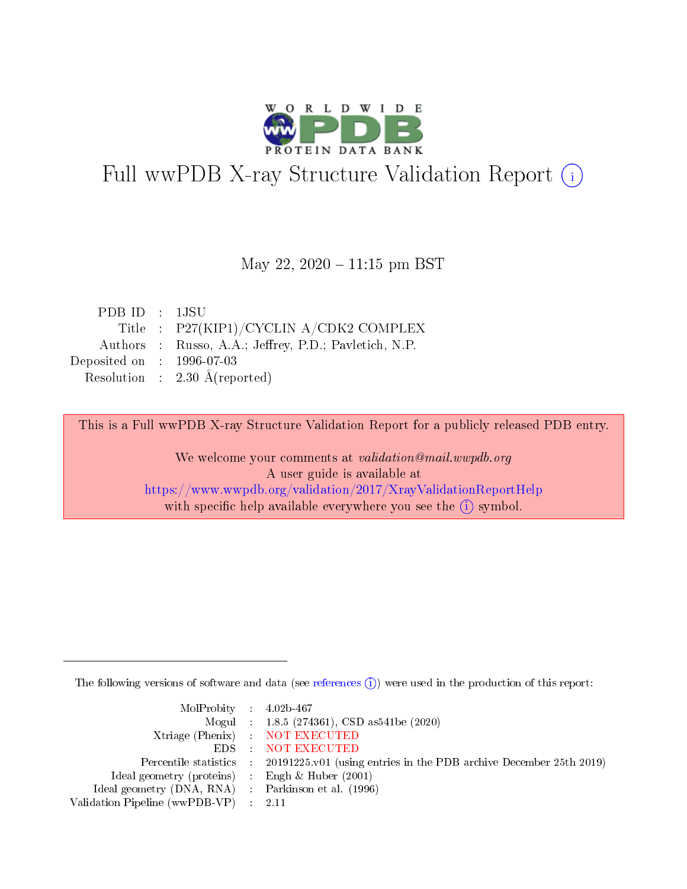# Full wwPDB X-ray Structure Validation Report (i)

May 22, 2020 – 11:15 pm BST

| | | |
|---|---|---|
| PDB ID | : | 1JSU |
| Title | : | P27(KIP1)/CYCLIN A/CDK2 COMPLEX |
| Authors | : | Russo, A.A.; Jeffrey, P.D.; Pavletich, N.P. |
| Deposited on | : | 1996-07-03 |
| Resolution | : | 2.30 Å(reported) |

This is a Full wwPDB X-ray Structure Validation Report for a publicly released PDB entry.

We welcome your comments at *validation@mail.wwpdb.org*
A user guide is available at
https://www.wwpdb.org/validation/2017/XrayValidationReportHelp
with specific help available everywhere you see the (i) symbol.

---

The following versions of software and data (see references (i)) were used in the production of this report:

| | | |
|---|---|---|
| MolProbity | : | 4.02b-467 |
| Mogul | : | 1.8.5 (274361), CSD as541be (2020) |
| Xtriage (Phenix) | : | NOT EXECUTED |
| EDS | : | NOT EXECUTED |
| Percentile statistics | : | 20191225.v01 (using entries in the PDB archive December 25th 2019) |
| Ideal geometry (proteins) | : | Engh & Huber (2001) |
| Ideal geometry (DNA, RNA) | : | Parkinson et al. (1996) |
| Validation Pipeline (wwPDB-VP) | : | 2.11 |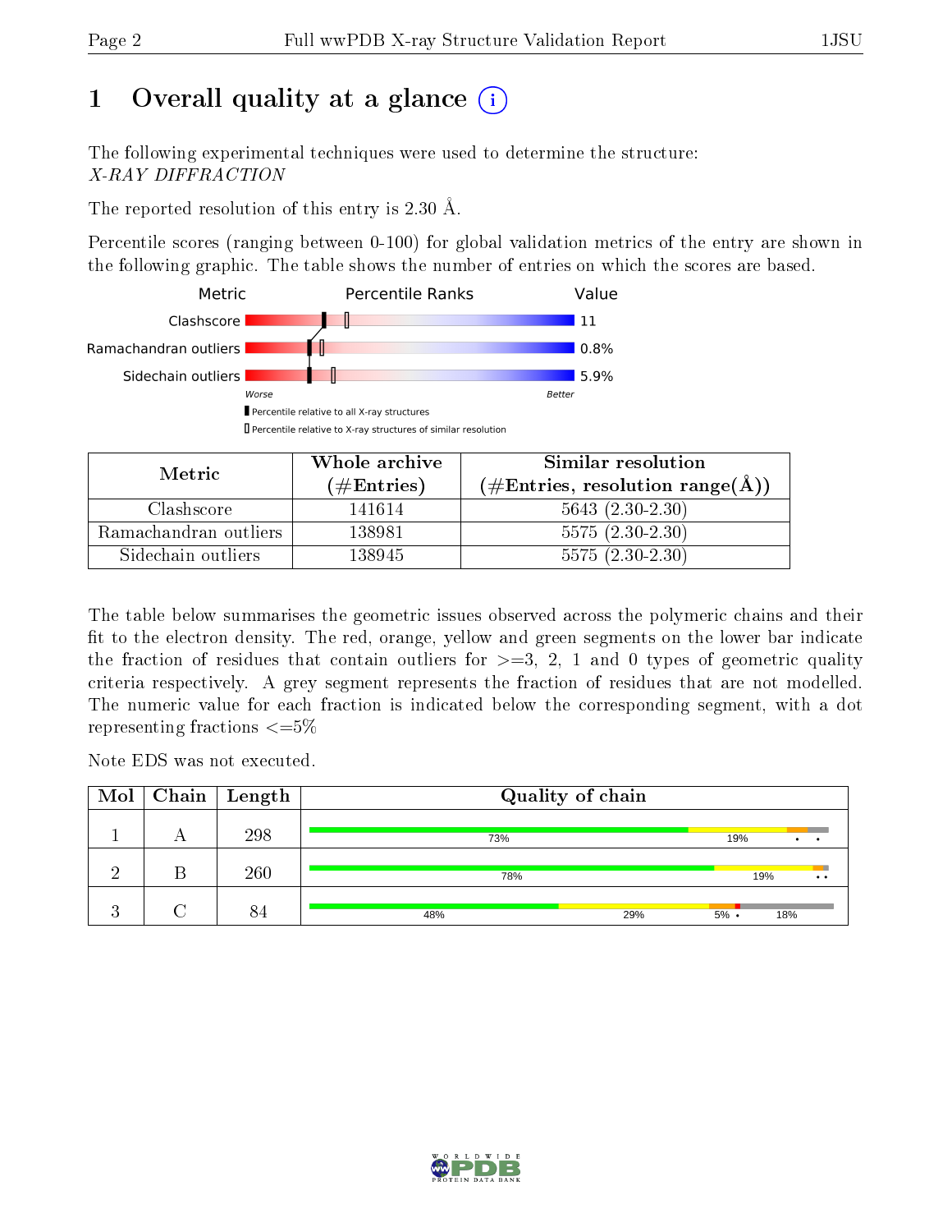# 1 Overall quality at a glance

The following experimental techniques were used to determine the structure:
*X-RAY DIFFRACTION*

The reported resolution of this entry is 2.30 Å.

Percentile scores (ranging between 0-100) for global validation metrics of the entry are shown in the following graphic. The table shows the number of entries on which the scores are based.

| Metric | Value |
|---|---|
| Clashscore | 11 |
| Ramachandran outliers | 0.8% |
| Sidechain outliers | 5.9% |

| Metric | Whole archive (#Entries) | Similar resolution (#Entries, resolution range(Å)) |
|---|---|---|
| Clashscore | 141614 | 5643 (2.30-2.30) |
| Ramachandran outliers | 138981 | 5575 (2.30-2.30) |
| Sidechain outliers | 138945 | 5575 (2.30-2.30) |

The table below summarises the geometric issues observed across the polymeric chains and their fit to the electron density. The red, orange, yellow and green segments on the lower bar indicate the fraction of residues that contain outliers for >=3, 2, 1 and 0 types of geometric quality criteria respectively. A grey segment represents the fraction of residues that are not modelled. The numeric value for each fraction is indicated below the corresponding segment, with a dot representing fractions <=5%

Note EDS was not executed.

| Mol | Chain | Length | Quality of chain |
|---|---|---|---|
| 1 | A | 298 | 73% · 19% · • • |
| 2 | B | 260 | 78% · 19% · • • |
| 3 | C | 84 | 48% · 29% · 5% • · 18% |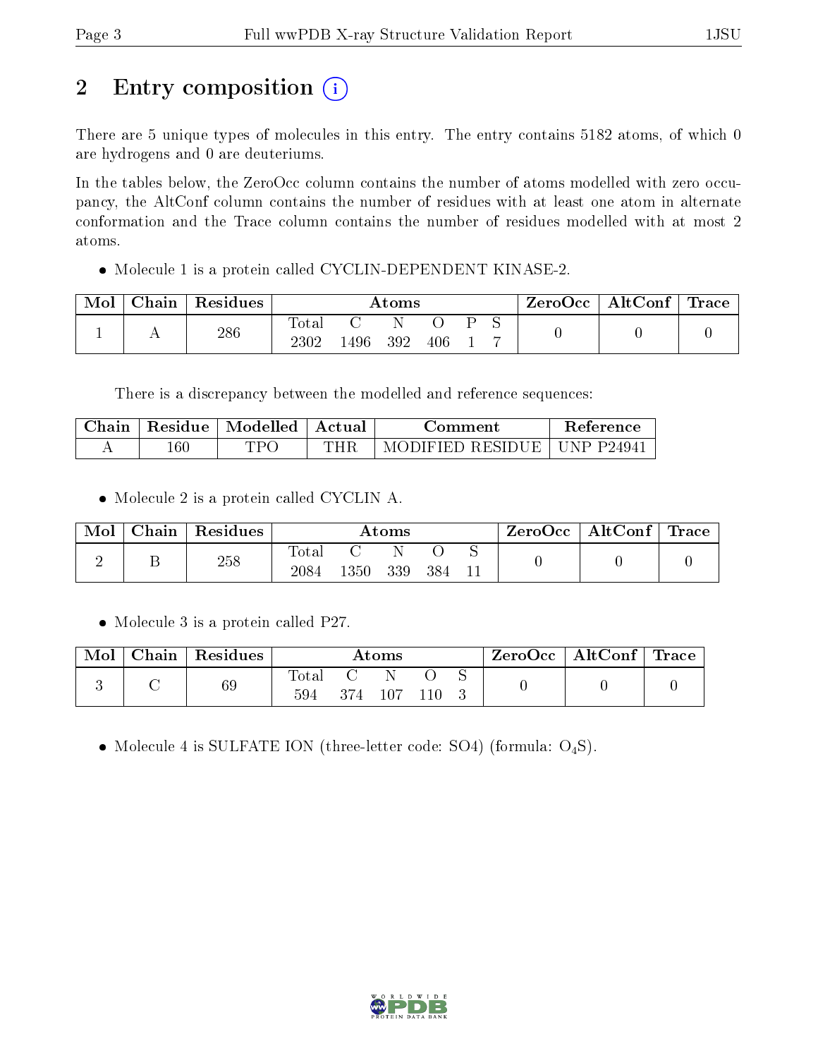# 2 Entry composition

There are 5 unique types of molecules in this entry. The entry contains 5182 atoms, of which 0 are hydrogens and 0 are deuteriums.

In the tables below, the ZeroOcc column contains the number of atoms modelled with zero occupancy, the AltConf column contains the number of residues with at least one atom in alternate conformation and the Trace column contains the number of residues modelled with at most 2 atoms.

- Molecule 1 is a protein called CYCLIN-DEPENDENT KINASE-2.

| Mol | Chain | Residues | Atoms | | | | | | ZeroOcc | AltConf | Trace |
|---|---|---|---|---|---|---|---|---|---|---|---|
| 1 | A | 286 | Total | C | N | O | P | S | 0 | 0 | 0 |
| | | | 2302 | 1496 | 392 | 406 | 1 | 7 | | | |

There is a discrepancy between the modelled and reference sequences:

| Chain | Residue | Modelled | Actual | Comment | Reference |
|---|---|---|---|---|---|
| A | 160 | TPO | THR | MODIFIED RESIDUE | UNP P24941 |

- Molecule 2 is a protein called CYCLIN A.

| Mol | Chain | Residues | Atoms | | | | | ZeroOcc | AltConf | Trace |
|---|---|---|---|---|---|---|---|---|---|---|
| 2 | B | 258 | Total | C | N | O | S | 0 | 0 | 0 |
| | | | 2084 | 1350 | 339 | 384 | 11 | | | |

- Molecule 3 is a protein called P27.

| Mol | Chain | Residues | Atoms | | | | | ZeroOcc | AltConf | Trace |
|---|---|---|---|---|---|---|---|---|---|---|
| 3 | C | 69 | Total | C | N | O | S | 0 | 0 | 0 |
| | | | 594 | 374 | 107 | 110 | 3 | | | |

- Molecule 4 is SULFATE ION (three-letter code: SO4) (formula: $O_4S$).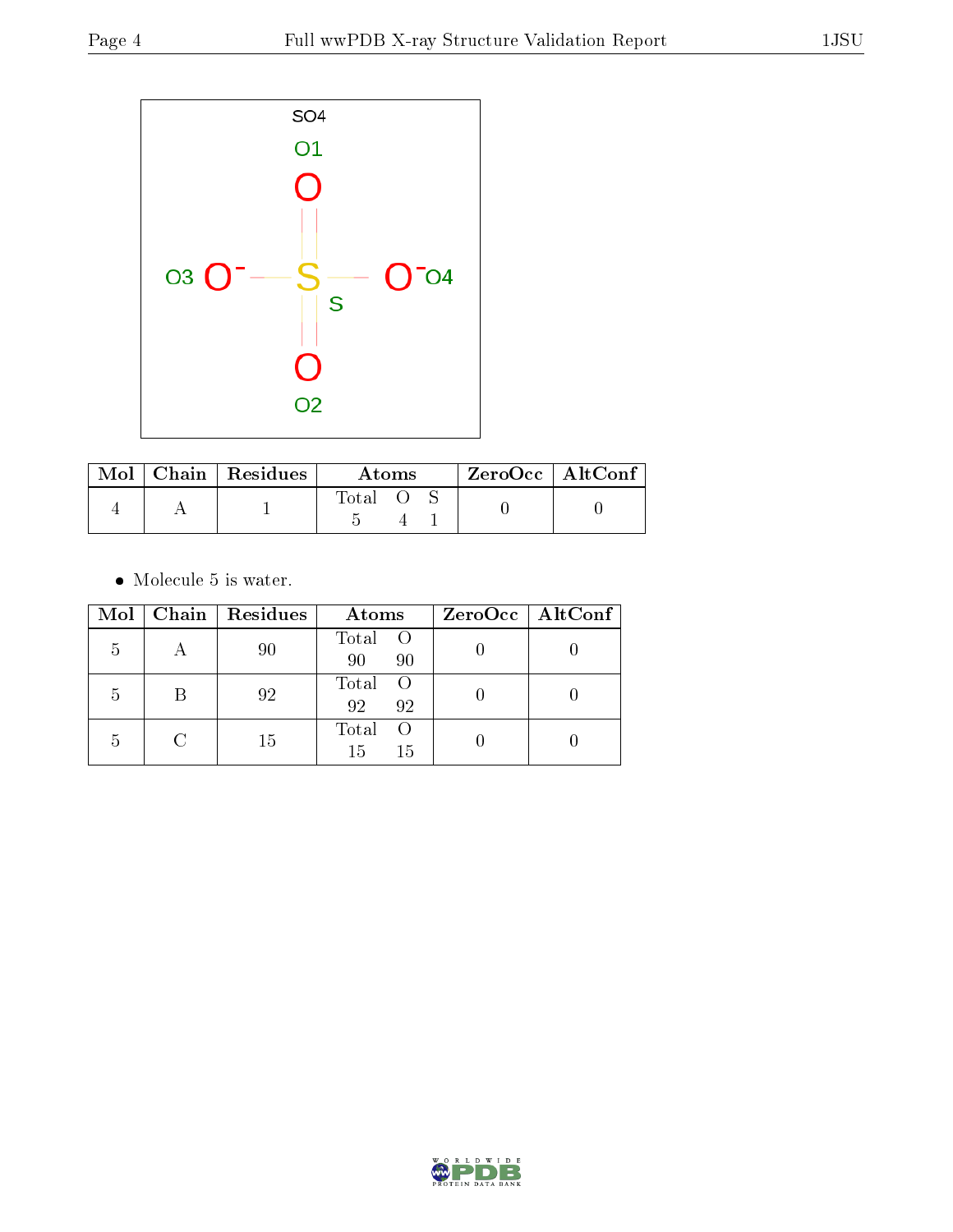SO4

O1

O3 O$^-$ — S — O$^-$ O4

S

O2

| Mol | Chain | Residues | Atoms | | | ZeroOcc | AltConf |
|---|---|---|---|---|---|---|---|
| | | | Total | O | S | | |
| 4 | A | 1 | 5 | 4 | 1 | 0 | 0 |

- Molecule 5 is water.

| Mol | Chain | Residues | Atoms | | ZeroOcc | AltConf |
|---|---|---|---|---|---|---|
| | | | Total | O | | |
| 5 | A | 90 | 90 | 90 | 0 | 0 |
| 5 | B | 92 | 92 | 92 | 0 | 0 |
| 5 | C | 15 | 15 | 15 | 0 | 0 |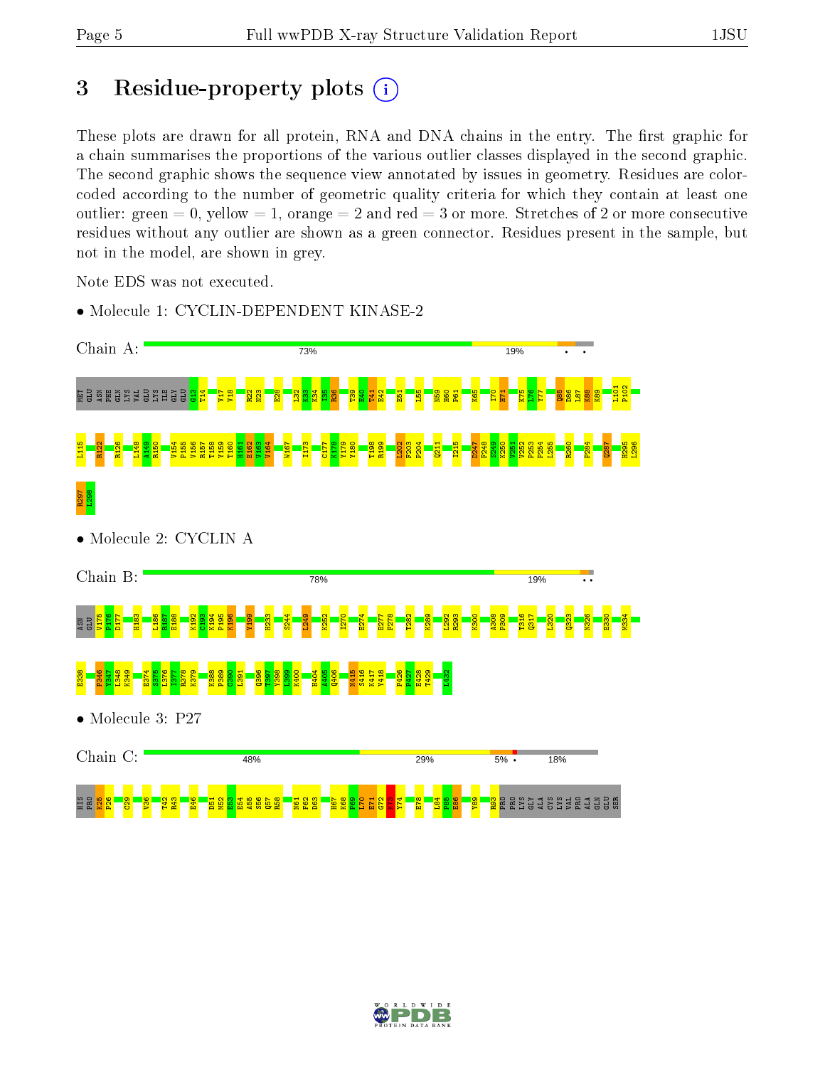# 3 Residue-property plots

These plots are drawn for all protein, RNA and DNA chains in the entry. The first graphic for a chain summarises the proportions of the various outlier classes displayed in the second graphic. The second graphic shows the sequence view annotated by issues in geometry. Residues are color-coded according to the number of geometric quality criteria for which they contain at least one outlier: green = 0, yellow = 1, orange = 2 and red = 3 or more. Stretches of 2 or more consecutive residues without any outlier are shown as a green connector. Residues present in the sample, but not in the model, are shown in grey.

Note EDS was not executed.

- Molecule 1: CYCLIN-DEPENDENT KINASE-2

Chain A: 73% 19% • •

MET GLU ASN PHE GLN LYS VAL GLU LYS ILE GLY GLU G13 T14 V17 V18 R22 N23 E28 L32 K33 K34 I35 R36 T39 E40 T41 E42 E51 L55 N59 H60 P61 K65 I70 H71 K75 L76 Y77 Q85 D86 L87 K88 K89 L101 P102 L115 R122 R126 L148 A149 R150 V154 P155 V156 R157 T158 Y159 T160 H161 E162 V163 V164 W167 I173 C177 K178 Y179 Y180 T198 R199 L202 F203 P204 Q211 I215 D247 F248 S249 K250 V251 V252 P253 P254 L255 R260 P284 Q287 H295 L296 R297 L298

- Molecule 2: CYCLIN A

Chain B: 78% 19% • •

ASN GLU V175 P176 D177 H183 L186 R187 E188 K192 C193 K194 P195 K196 Y199 H233 S244 L249 K252 I270 E274 E277 F278 T282 K289 L292 R293 K300 A308 P309 T316 Q317 L320 Q323 N326 E330 M334 E338 P346 Y347 L348 K349 E374 S375 L376 I377 R378 K379 K388 P389 C390 L391 Q396 Y397 Y398 L399 K400 H404 A405 Q406 N415 S416 K417 Y418 P426 P427 E428 T429 L432

- Molecule 3: P27

Chain C: 48% 29% 5% • 18%

HIS PRO K25 P26 C29 V36 T42 R43 E46 D51 M52 E53 E54 A55 S56 Q57 R58 N61 F62 D63 H67 K68 F69 L70 E71 G72 K73 Y74 E78 L84 P85 E86 Y89 R93 PRO PRO LYS GLY ALA CYS LYS VAL PRO ALA GLN GLU SER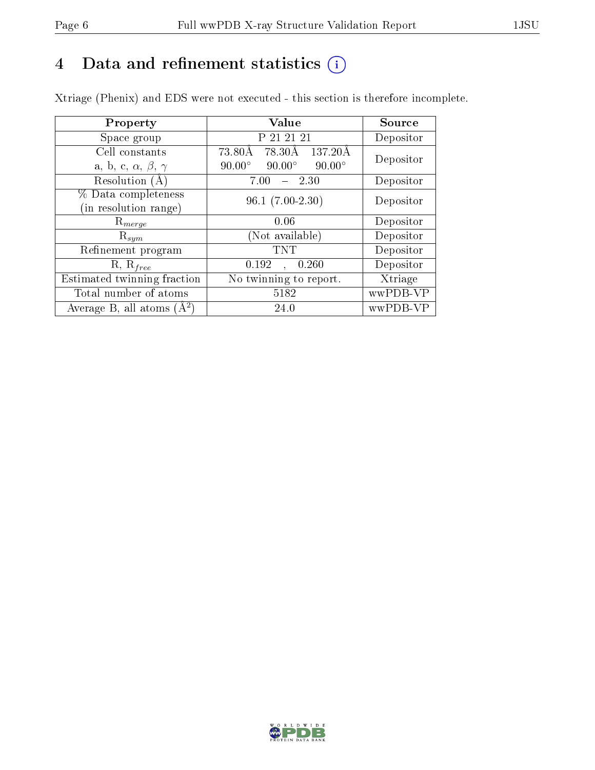# 4 Data and refinement statistics (i)

Xtriage (Phenix) and EDS were not executed - this section is therefore incomplete.

| Property | Value | Source |
|---|---|---|
| Space group | P 21 21 21 | Depositor |
| Cell constants<br>a, b, c, $\alpha$, $\beta$, $\gamma$ | 73.80Å 78.30Å 137.20Å<br>90.00° 90.00° 90.00° | Depositor |
| Resolution (Å) | 7.00 – 2.30 | Depositor |
| % Data completeness<br>(in resolution range) | 96.1 (7.00-2.30) | Depositor |
| $R_{merge}$ | 0.06 | Depositor |
| $R_{sym}$ | (Not available) | Depositor |
| Refinement program | TNT | Depositor |
| R, $R_{free}$ | 0.192 , 0.260 | Depositor |
| Estimated twinning fraction | No twinning to report. | Xtriage |
| Total number of atoms | 5182 | wwPDB-VP |
| Average B, all atoms (Å$^2$) | 24.0 | wwPDB-VP |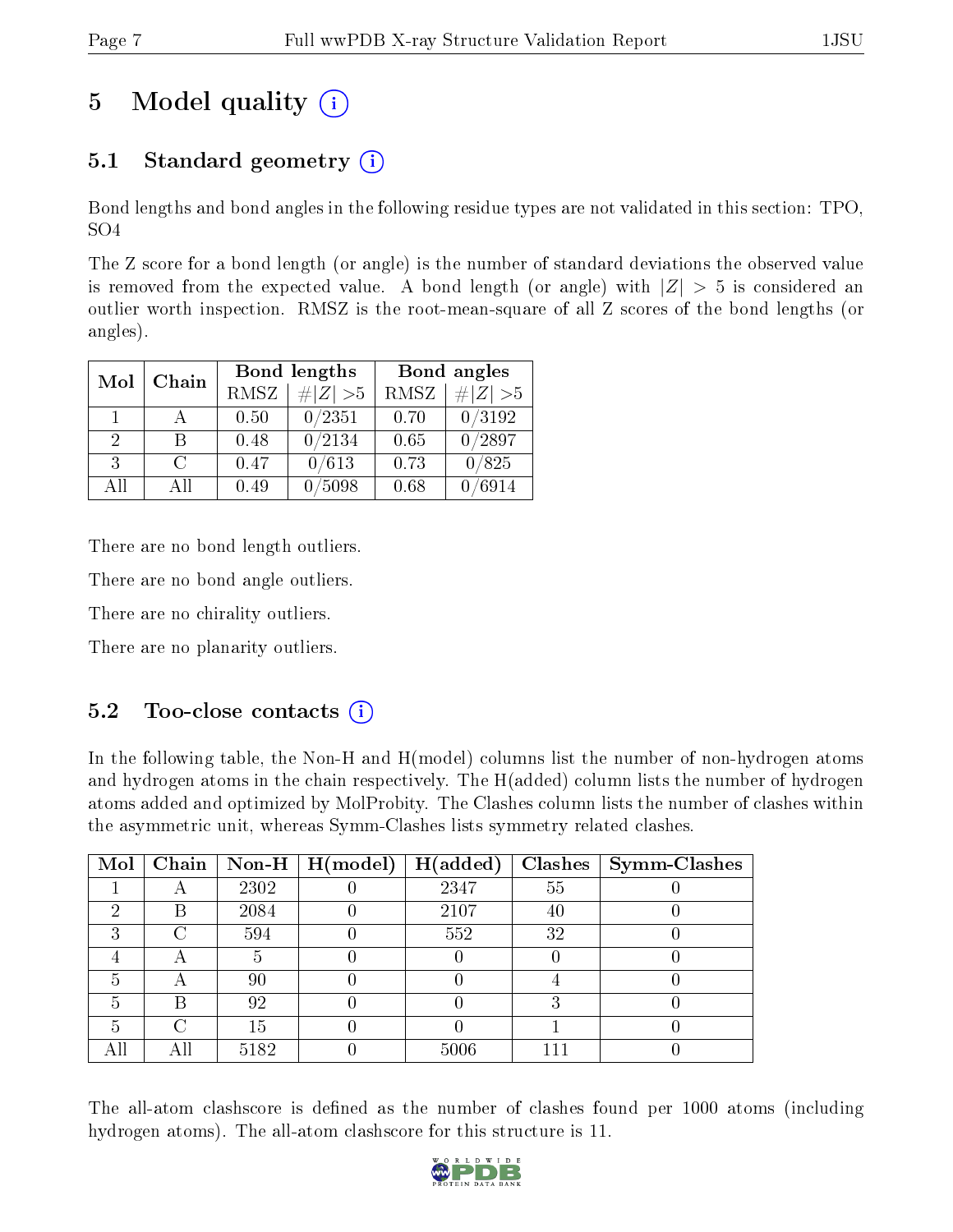# 5 Model quality

## 5.1 Standard geometry

Bond lengths and bond angles in the following residue types are not validated in this section: TPO, SO4

The Z score for a bond length (or angle) is the number of standard deviations the observed value is removed from the expected value. A bond length (or angle) with $|Z| > 5$ is considered an outlier worth inspection. RMSZ is the root-mean-square of all Z scores of the bond lengths (or angles).

| Mol | Chain | Bond lengths | | Bond angles | |
|---|---|---|---|---|---|
| | | RMSZ | #\|Z\| >5 | RMSZ | #\|Z\| >5 |
| 1 | A | 0.50 | 0/2351 | 0.70 | 0/3192 |
| 2 | B | 0.48 | 0/2134 | 0.65 | 0/2897 |
| 3 | C | 0.47 | 0/613 | 0.73 | 0/825 |
| All | All | 0.49 | 0/5098 | 0.68 | 0/6914 |

There are no bond length outliers.

There are no bond angle outliers.

There are no chirality outliers.

There are no planarity outliers.

## 5.2 Too-close contacts

In the following table, the Non-H and H(model) columns list the number of non-hydrogen atoms and hydrogen atoms in the chain respectively. The H(added) column lists the number of hydrogen atoms added and optimized by MolProbity. The Clashes column lists the number of clashes within the asymmetric unit, whereas Symm-Clashes lists symmetry related clashes.

| Mol | Chain | Non-H | H(model) | H(added) | Clashes | Symm-Clashes |
|---|---|---|---|---|---|---|
| 1 | A | 2302 | 0 | 2347 | 55 | 0 |
| 2 | B | 2084 | 0 | 2107 | 40 | 0 |
| 3 | C | 594 | 0 | 552 | 32 | 0 |
| 4 | A | 5 | 0 | 0 | 0 | 0 |
| 5 | A | 90 | 0 | 0 | 4 | 0 |
| 5 | B | 92 | 0 | 0 | 3 | 0 |
| 5 | C | 15 | 0 | 0 | 1 | 0 |
| All | All | 5182 | 0 | 5006 | 111 | 0 |

The all-atom clashscore is defined as the number of clashes found per 1000 atoms (including hydrogen atoms). The all-atom clashscore for this structure is 11.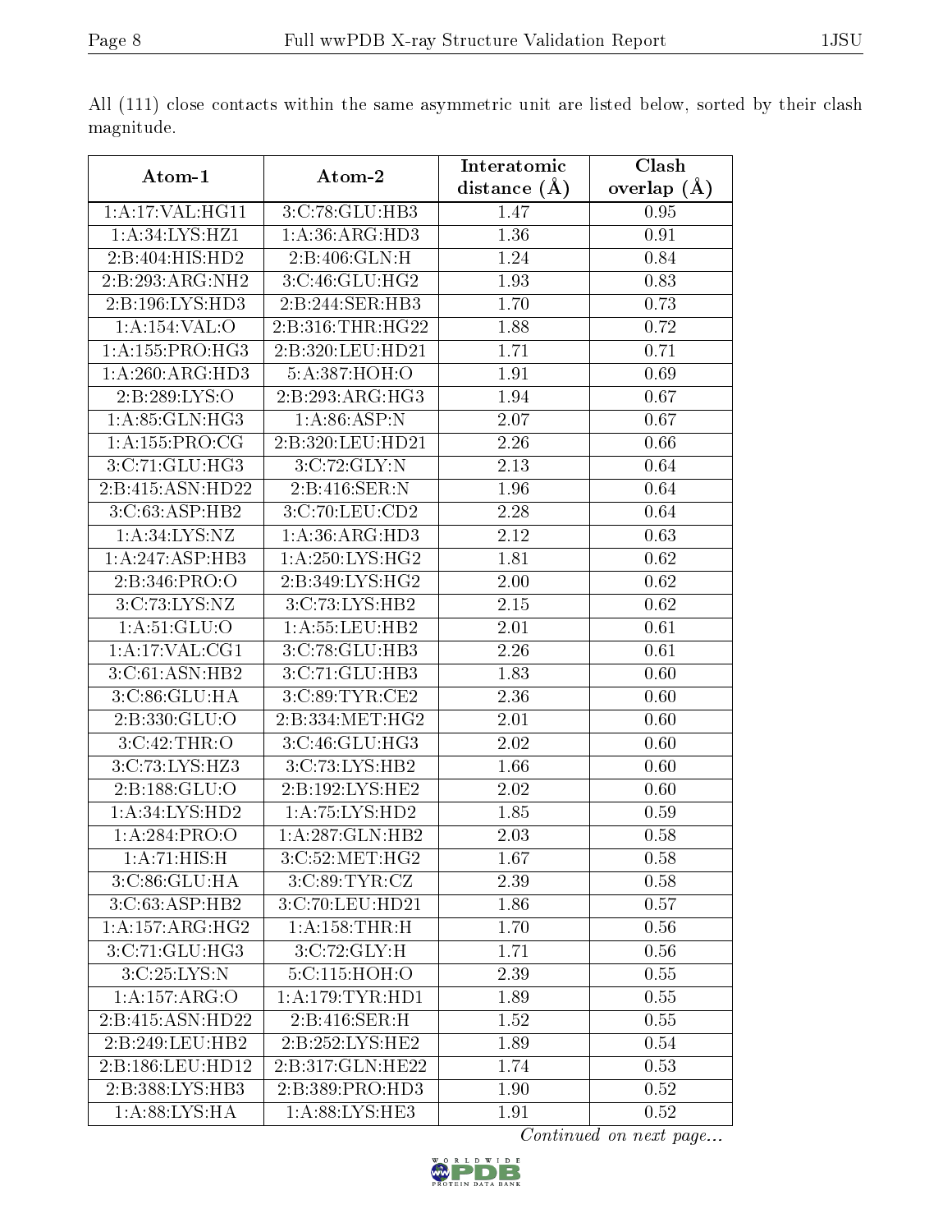All (111) close contacts within the same asymmetric unit are listed below, sorted by their clash magnitude.

| Atom-1 | Atom-2 | Interatomic distance (Å) | Clash overlap (Å) |
|---|---|---|---|
| 1:A:17:VAL:HG11 | 3:C:78:GLU:HB3 | 1.47 | 0.95 |
| 1:A:34:LYS:HZ1 | 1:A:36:ARG:HD3 | 1.36 | 0.91 |
| 2:B:404:HIS:HD2 | 2:B:406:GLN:H | 1.24 | 0.84 |
| 2:B:293:ARG:NH2 | 3:C:46:GLU:HG2 | 1.93 | 0.83 |
| 2:B:196:LYS:HD3 | 2:B:244:SER:HB3 | 1.70 | 0.73 |
| 1:A:154:VAL:O | 2:B:316:THR:HG22 | 1.88 | 0.72 |
| 1:A:155:PRO:HG3 | 2:B:320:LEU:HD21 | 1.71 | 0.71 |
| 1:A:260:ARG:HD3 | 5:A:387:HOH:O | 1.91 | 0.69 |
| 2:B:289:LYS:O | 2:B:293:ARG:HG3 | 1.94 | 0.67 |
| 1:A:85:GLN:HG3 | 1:A:86:ASP:N | 2.07 | 0.67 |
| 1:A:155:PRO:CG | 2:B:320:LEU:HD21 | 2.26 | 0.66 |
| 3:C:71:GLU:HG3 | 3:C:72:GLY:N | 2.13 | 0.64 |
| 2:B:415:ASN:HD22 | 2:B:416:SER:N | 1.96 | 0.64 |
| 3:C:63:ASP:HB2 | 3:C:70:LEU:CD2 | 2.28 | 0.64 |
| 1:A:34:LYS:NZ | 1:A:36:ARG:HD3 | 2.12 | 0.63 |
| 1:A:247:ASP:HB3 | 1:A:250:LYS:HG2 | 1.81 | 0.62 |
| 2:B:346:PRO:O | 2:B:349:LYS:HG2 | 2.00 | 0.62 |
| 3:C:73:LYS:NZ | 3:C:73:LYS:HB2 | 2.15 | 0.62 |
| 1:A:51:GLU:O | 1:A:55:LEU:HB2 | 2.01 | 0.61 |
| 1:A:17:VAL:CG1 | 3:C:78:GLU:HB3 | 2.26 | 0.61 |
| 3:C:61:ASN:HB2 | 3:C:71:GLU:HB3 | 1.83 | 0.60 |
| 3:C:86:GLU:HA | 3:C:89:TYR:CE2 | 2.36 | 0.60 |
| 2:B:330:GLU:O | 2:B:334:MET:HG2 | 2.01 | 0.60 |
| 3:C:42:THR:O | 3:C:46:GLU:HG3 | 2.02 | 0.60 |
| 3:C:73:LYS:HZ3 | 3:C:73:LYS:HB2 | 1.66 | 0.60 |
| 2:B:188:GLU:O | 2:B:192:LYS:HE2 | 2.02 | 0.60 |
| 1:A:34:LYS:HD2 | 1:A:75:LYS:HD2 | 1.85 | 0.59 |
| 1:A:284:PRO:O | 1:A:287:GLN:HB2 | 2.03 | 0.58 |
| 1:A:71:HIS:H | 3:C:52:MET:HG2 | 1.67 | 0.58 |
| 3:C:86:GLU:HA | 3:C:89:TYR:CZ | 2.39 | 0.58 |
| 3:C:63:ASP:HB2 | 3:C:70:LEU:HD21 | 1.86 | 0.57 |
| 1:A:157:ARG:HG2 | 1:A:158:THR:H | 1.70 | 0.56 |
| 3:C:71:GLU:HG3 | 3:C:72:GLY:H | 1.71 | 0.56 |
| 3:C:25:LYS:N | 5:C:115:HOH:O | 2.39 | 0.55 |
| 1:A:157:ARG:O | 1:A:179:TYR:HD1 | 1.89 | 0.55 |
| 2:B:415:ASN:HD22 | 2:B:416:SER:H | 1.52 | 0.55 |
| 2:B:249:LEU:HB2 | 2:B:252:LYS:HE2 | 1.89 | 0.54 |
| 2:B:186:LEU:HD12 | 2:B:317:GLN:HE22 | 1.74 | 0.53 |
| 2:B:388:LYS:HB3 | 2:B:389:PRO:HD3 | 1.90 | 0.52 |
| 1:A:88:LYS:HA | 1:A:88:LYS:HE3 | 1.91 | 0.52 |

*Continued on next page...*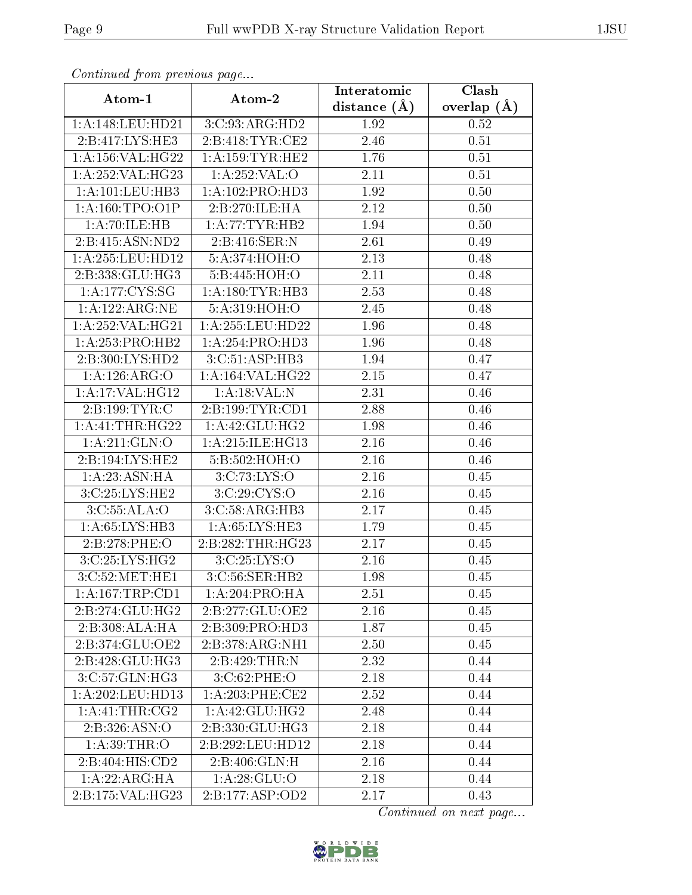*Continued from previous page...*

| Atom-1 | Atom-2 | Interatomic distance (Å) | Clash overlap (Å) |
|---|---|---|---|
| 1:A:148:LEU:HD21 | 3:C:93:ARG:HD2 | 1.92 | 0.52 |
| 2:B:417:LYS:HE3 | 2:B:418:TYR:CE2 | 2.46 | 0.51 |
| 1:A:156:VAL:HG22 | 1:A:159:TYR:HE2 | 1.76 | 0.51 |
| 1:A:252:VAL:HG23 | 1:A:252:VAL:O | 2.11 | 0.51 |
| 1:A:101:LEU:HB3 | 1:A:102:PRO:HD3 | 1.92 | 0.50 |
| 1:A:160:TPO:O1P | 2:B:270:ILE:HA | 2.12 | 0.50 |
| 1:A:70:ILE:HB | 1:A:77:TYR:HB2 | 1.94 | 0.50 |
| 2:B:415:ASN:ND2 | 2:B:416:SER:N | 2.61 | 0.49 |
| 1:A:255:LEU:HD12 | 5:A:374:HOH:O | 2.13 | 0.48 |
| 2:B:338:GLU:HG3 | 5:B:445:HOH:O | 2.11 | 0.48 |
| 1:A:177:CYS:SG | 1:A:180:TYR:HB3 | 2.53 | 0.48 |
| 1:A:122:ARG:NE | 5:A:319:HOH:O | 2.45 | 0.48 |
| 1:A:252:VAL:HG21 | 1:A:255:LEU:HD22 | 1.96 | 0.48 |
| 1:A:253:PRO:HB2 | 1:A:254:PRO:HD3 | 1.96 | 0.48 |
| 2:B:300:LYS:HD2 | 3:C:51:ASP:HB3 | 1.94 | 0.47 |
| 1:A:126:ARG:O | 1:A:164:VAL:HG22 | 2.15 | 0.47 |
| 1:A:17:VAL:HG12 | 1:A:18:VAL:N | 2.31 | 0.46 |
| 2:B:199:TYR:C | 2:B:199:TYR:CD1 | 2.88 | 0.46 |
| 1:A:41:THR:HG22 | 1:A:42:GLU:HG2 | 1.98 | 0.46 |
| 1:A:211:GLN:O | 1:A:215:ILE:HG13 | 2.16 | 0.46 |
| 2:B:194:LYS:HE2 | 5:B:502:HOH:O | 2.16 | 0.46 |
| 1:A:23:ASN:HA | 3:C:73:LYS:O | 2.16 | 0.45 |
| 3:C:25:LYS:HE2 | 3:C:29:CYS:O | 2.16 | 0.45 |
| 3:C:55:ALA:O | 3:C:58:ARG:HB3 | 2.17 | 0.45 |
| 1:A:65:LYS:HB3 | 1:A:65:LYS:HE3 | 1.79 | 0.45 |
| 2:B:278:PHE:O | 2:B:282:THR:HG23 | 2.17 | 0.45 |
| 3:C:25:LYS:HG2 | 3:C:25:LYS:O | 2.16 | 0.45 |
| 3:C:52:MET:HE1 | 3:C:56:SER:HB2 | 1.98 | 0.45 |
| 1:A:167:TRP:CD1 | 1:A:204:PRO:HA | 2.51 | 0.45 |
| 2:B:274:GLU:HG2 | 2:B:277:GLU:OE2 | 2.16 | 0.45 |
| 2:B:308:ALA:HA | 2:B:309:PRO:HD3 | 1.87 | 0.45 |
| 2:B:374:GLU:OE2 | 2:B:378:ARG:NH1 | 2.50 | 0.45 |
| 2:B:428:GLU:HG3 | 2:B:429:THR:N | 2.32 | 0.44 |
| 3:C:57:GLN:HG3 | 3:C:62:PHE:O | 2.18 | 0.44 |
| 1:A:202:LEU:HD13 | 1:A:203:PHE:CE2 | 2.52 | 0.44 |
| 1:A:41:THR:CG2 | 1:A:42:GLU:HG2 | 2.48 | 0.44 |
| 2:B:326:ASN:O | 2:B:330:GLU:HG3 | 2.18 | 0.44 |
| 1:A:39:THR:O | 2:B:292:LEU:HD12 | 2.18 | 0.44 |
| 2:B:404:HIS:CD2 | 2:B:406:GLN:H | 2.16 | 0.44 |
| 1:A:22:ARG:HA | 1:A:28:GLU:O | 2.18 | 0.44 |
| 2:B:175:VAL:HG23 | 2:B:177:ASP:OD2 | 2.17 | 0.43 |

*Continued on next page...*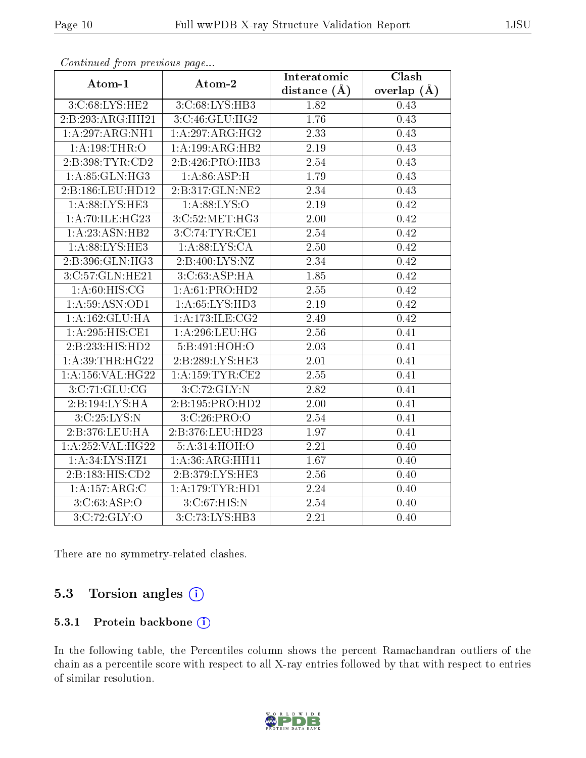*Continued from previous page...*

| Atom-1 | Atom-2 | Interatomic distance (Å) | Clash overlap (Å) |
|---|---|---|---|
| 3:C:68:LYS:HE2 | 3:C:68:LYS:HB3 | 1.82 | 0.43 |
| 2:B:293:ARG:HH21 | 3:C:46:GLU:HG2 | 1.76 | 0.43 |
| 1:A:297:ARG:NH1 | 1:A:297:ARG:HG2 | 2.33 | 0.43 |
| 1:A:198:THR:O | 1:A:199:ARG:HB2 | 2.19 | 0.43 |
| 2:B:398:TYR:CD2 | 2:B:426:PRO:HB3 | 2.54 | 0.43 |
| 1:A:85:GLN:HG3 | 1:A:86:ASP:H | 1.79 | 0.43 |
| 2:B:186:LEU:HD12 | 2:B:317:GLN:NE2 | 2.34 | 0.43 |
| 1:A:88:LYS:HE3 | 1:A:88:LYS:O | 2.19 | 0.42 |
| 1:A:70:ILE:HG23 | 3:C:52:MET:HG3 | 2.00 | 0.42 |
| 1:A:23:ASN:HB2 | 3:C:74:TYR:CE1 | 2.54 | 0.42 |
| 1:A:88:LYS:HE3 | 1:A:88:LYS:CA | 2.50 | 0.42 |
| 2:B:396:GLN:HG3 | 2:B:400:LYS:NZ | 2.34 | 0.42 |
| 3:C:57:GLN:HE21 | 3:C:63:ASP:HA | 1.85 | 0.42 |
| 1:A:60:HIS:CG | 1:A:61:PRO:HD2 | 2.55 | 0.42 |
| 1:A:59:ASN:OD1 | 1:A:65:LYS:HD3 | 2.19 | 0.42 |
| 1:A:162:GLU:HA | 1:A:173:ILE:CG2 | 2.49 | 0.42 |
| 1:A:295:HIS:CE1 | 1:A:296:LEU:HG | 2.56 | 0.41 |
| 2:B:233:HIS:HD2 | 5:B:491:HOH:O | 2.03 | 0.41 |
| 1:A:39:THR:HG22 | 2:B:289:LYS:HE3 | 2.01 | 0.41 |
| 1:A:156:VAL:HG22 | 1:A:159:TYR:CE2 | 2.55 | 0.41 |
| 3:C:71:GLU:CG | 3:C:72:GLY:N | 2.82 | 0.41 |
| 2:B:194:LYS:HA | 2:B:195:PRO:HD2 | 2.00 | 0.41 |
| 3:C:25:LYS:N | 3:C:26:PRO:O | 2.54 | 0.41 |
| 2:B:376:LEU:HA | 2:B:376:LEU:HD23 | 1.97 | 0.41 |
| 1:A:252:VAL:HG22 | 5:A:314:HOH:O | 2.21 | 0.40 |
| 1:A:34:LYS:HZ1 | 1:A:36:ARG:HH11 | 1.67 | 0.40 |
| 2:B:183:HIS:CD2 | 2:B:379:LYS:HE3 | 2.56 | 0.40 |
| 1:A:157:ARG:C | 1:A:179:TYR:HD1 | 2.24 | 0.40 |
| 3:C:63:ASP:O | 3:C:67:HIS:N | 2.54 | 0.40 |
| 3:C:72:GLY:O | 3:C:73:LYS:HB3 | 2.21 | 0.40 |

There are no symmetry-related clashes.

## 5.3 Torsion angles

### 5.3.1 Protein backbone

In the following table, the Percentiles column shows the percent Ramachandran outliers of the chain as a percentile score with respect to all X-ray entries followed by that with respect to entries of similar resolution.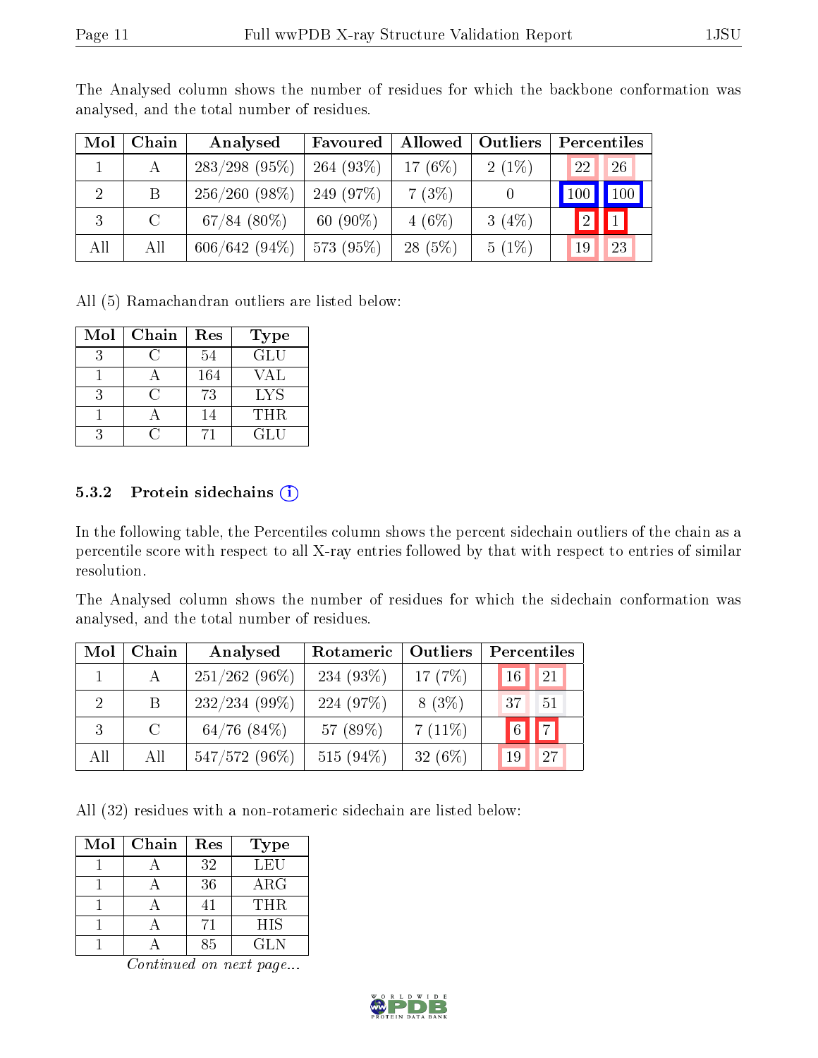The Analysed column shows the number of residues for which the backbone conformation was analysed, and the total number of residues.

| Mol | Chain | Analysed | Favoured | Allowed | Outliers | Percentiles | |
|---|---|---|---|---|---|---|---|
| 1 | A | 283/298 (95%) | 264 (93%) | 17 (6%) | 2 (1%) | 22 | 26 |
| 2 | B | 256/260 (98%) | 249 (97%) | 7 (3%) | 0 | 100 | 100 |
| 3 | C | 67/84 (80%) | 60 (90%) | 4 (6%) | 3 (4%) | 2 | 1 |
| All | All | 606/642 (94%) | 573 (95%) | 28 (5%) | 5 (1%) | 19 | 23 |

All (5) Ramachandran outliers are listed below:

| Mol | Chain | Res | Type |
|---|---|---|---|
| 3 | C | 54 | GLU |
| 1 | A | 164 | VAL |
| 3 | C | 73 | LYS |
| 1 | A | 14 | THR |
| 3 | C | 71 | GLU |

### 5.3.2 Protein sidechains

In the following table, the Percentiles column shows the percent sidechain outliers of the chain as a percentile score with respect to all X-ray entries followed by that with respect to entries of similar resolution.

The Analysed column shows the number of residues for which the sidechain conformation was analysed, and the total number of residues.

| Mol | Chain | Analysed | Rotameric | Outliers | Percentiles | |
|---|---|---|---|---|---|---|
| 1 | A | 251/262 (96%) | 234 (93%) | 17 (7%) | 16 | 21 |
| 2 | B | 232/234 (99%) | 224 (97%) | 8 (3%) | 37 | 51 |
| 3 | C | 64/76 (84%) | 57 (89%) | 7 (11%) | 6 | 7 |
| All | All | 547/572 (96%) | 515 (94%) | 32 (6%) | 19 | 27 |

All (32) residues with a non-rotameric sidechain are listed below:

| Mol | Chain | Res | Type |
|---|---|---|---|
| 1 | A | 32 | LEU |
| 1 | A | 36 | ARG |
| 1 | A | 41 | THR |
| 1 | A | 71 | HIS |
| 1 | A | 85 | GLN |

*Continued on next page...*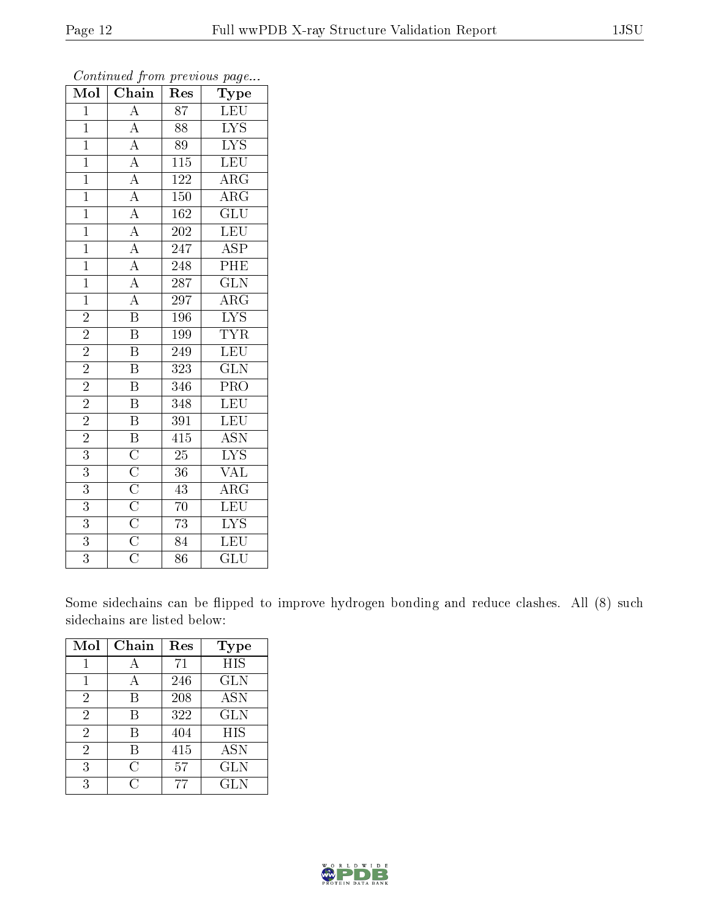*Continued from previous page...*

| Mol | Chain | Res | Type |
|---|---|---|---|
| 1 | A | 87 | LEU |
| 1 | A | 88 | LYS |
| 1 | A | 89 | LYS |
| 1 | A | 115 | LEU |
| 1 | A | 122 | ARG |
| 1 | A | 150 | ARG |
| 1 | A | 162 | GLU |
| 1 | A | 202 | LEU |
| 1 | A | 247 | ASP |
| 1 | A | 248 | PHE |
| 1 | A | 287 | GLN |
| 1 | A | 297 | ARG |
| 2 | B | 196 | LYS |
| 2 | B | 199 | TYR |
| 2 | B | 249 | LEU |
| 2 | B | 323 | GLN |
| 2 | B | 346 | PRO |
| 2 | B | 348 | LEU |
| 2 | B | 391 | LEU |
| 2 | B | 415 | ASN |
| 3 | C | 25 | LYS |
| 3 | C | 36 | VAL |
| 3 | C | 43 | ARG |
| 3 | C | 70 | LEU |
| 3 | C | 73 | LYS |
| 3 | C | 84 | LEU |
| 3 | C | 86 | GLU |

Some sidechains can be flipped to improve hydrogen bonding and reduce clashes. All (8) such sidechains are listed below:

| Mol | Chain | Res | Type |
|---|---|---|---|
| 1 | A | 71 | HIS |
| 1 | A | 246 | GLN |
| 2 | B | 208 | ASN |
| 2 | B | 322 | GLN |
| 2 | B | 404 | HIS |
| 2 | B | 415 | ASN |
| 3 | C | 57 | GLN |
| 3 | C | 77 | GLN |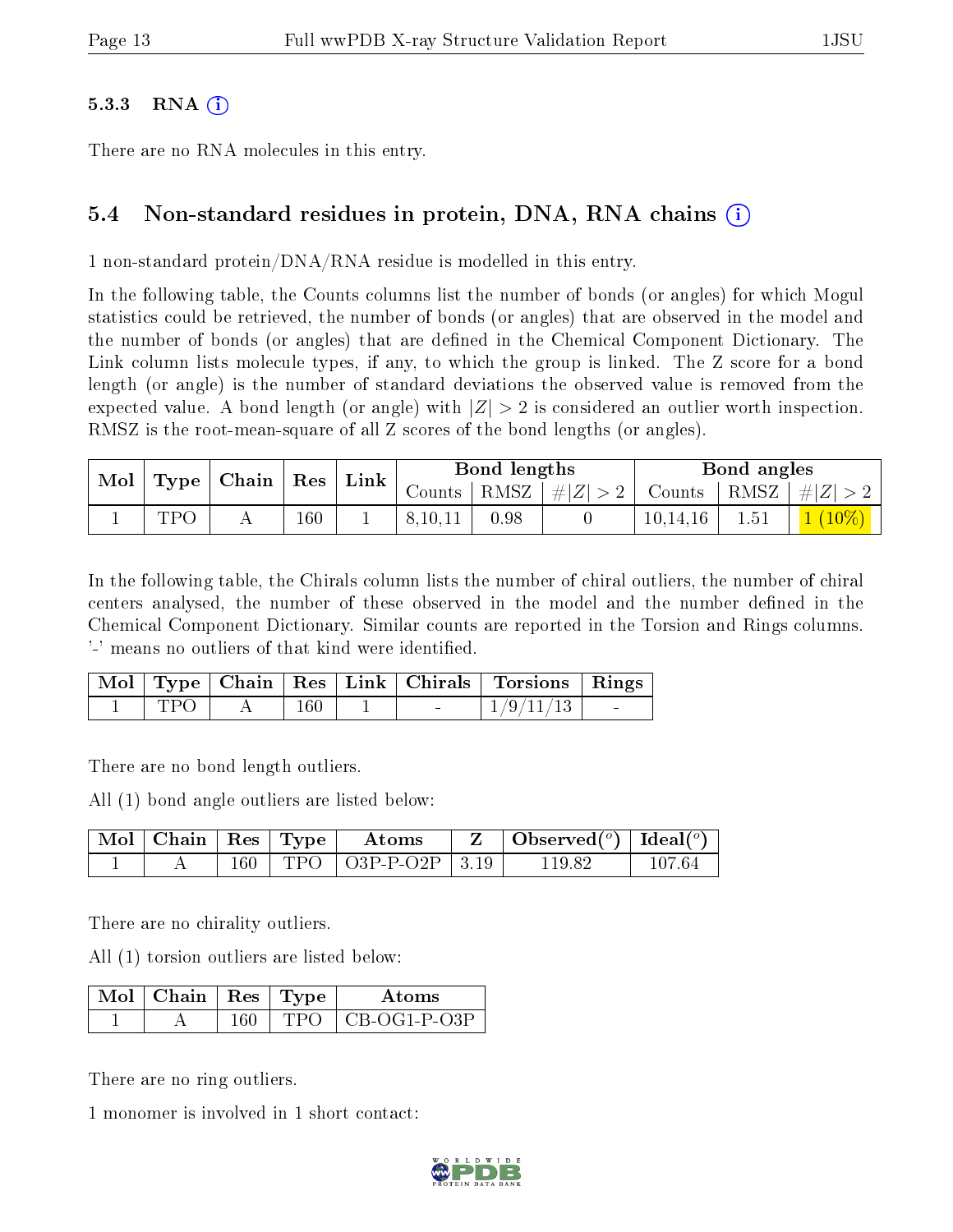#### 5.3.3 RNA (i)

There are no RNA molecules in this entry.

### 5.4 Non-standard residues in protein, DNA, RNA chains (i)

1 non-standard protein/DNA/RNA residue is modelled in this entry.

In the following table, the Counts columns list the number of bonds (or angles) for which Mogul statistics could be retrieved, the number of bonds (or angles) that are observed in the model and the number of bonds (or angles) that are defined in the Chemical Component Dictionary. The Link column lists molecule types, if any, to which the group is linked. The Z score for a bond length (or angle) is the number of standard deviations the observed value is removed from the expected value. A bond length (or angle) with $|Z| > 2$ is considered an outlier worth inspection. RMSZ is the root-mean-square of all Z scores of the bond lengths (or angles).

| Mol | Type | Chain | Res | Link | Bond lengths | | | Bond angles | | |
|---|---|---|---|---|---|---|---|---|---|---|
| | | | | | Counts | RMSZ | $\#\|Z\| > 2$ | Counts | RMSZ | $\#\|Z\| > 2$ |
| 1 | TPO | A | 160 | 1 | 8,10,11 | 0.98 | 0 | 10,14,16 | 1.51 | 1 (10%) |

In the following table, the Chirals column lists the number of chiral outliers, the number of chiral centers analysed, the number of these observed in the model and the number defined in the Chemical Component Dictionary. Similar counts are reported in the Torsion and Rings columns. '-' means no outliers of that kind were identified.

| Mol | Type | Chain | Res | Link | Chirals | Torsions | Rings |
|---|---|---|---|---|---|---|---|
| 1 | TPO | A | 160 | 1 | - | 1/9/11/13 | - |

There are no bond length outliers.

All (1) bond angle outliers are listed below:

| Mol | Chain | Res | Type | Atoms | Z | Observed(°) | Ideal(°) |
|---|---|---|---|---|---|---|---|
| 1 | A | 160 | TPO | O3P-P-O2P | 3.19 | 119.82 | 107.64 |

There are no chirality outliers.

All (1) torsion outliers are listed below:

| Mol | Chain | Res | Type | Atoms |
|---|---|---|---|---|
| 1 | A | 160 | TPO | CB-OG1-P-O3P |

There are no ring outliers.

1 monomer is involved in 1 short contact: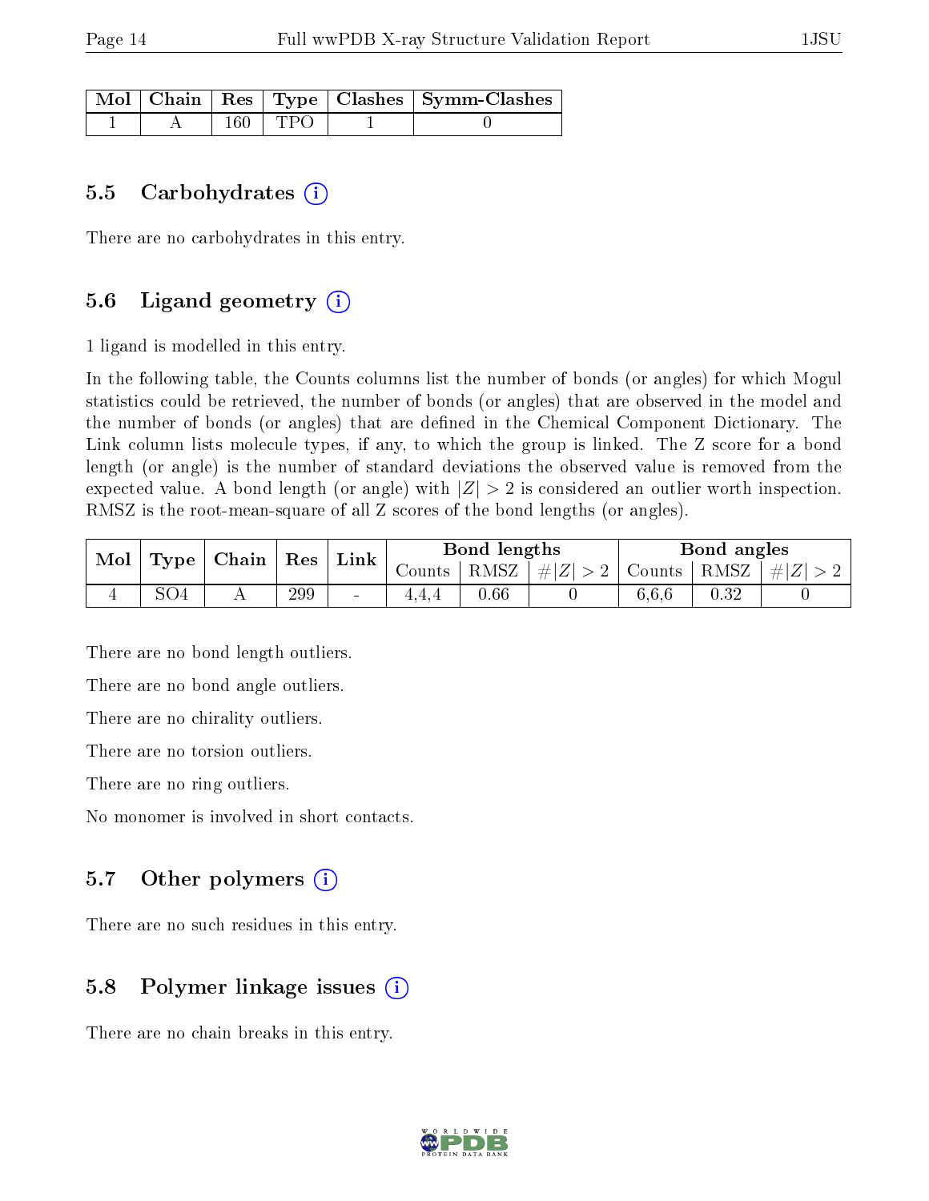| Mol | Chain | Res | Type | Clashes | Symm-Clashes |
|---|---|---|---|---|---|
| 1 | A | 160 | TPO | 1 | 0 |

### 5.5 Carbohydrates

There are no carbohydrates in this entry.

### 5.6 Ligand geometry

1 ligand is modelled in this entry.

In the following table, the Counts columns list the number of bonds (or angles) for which Mogul statistics could be retrieved, the number of bonds (or angles) that are observed in the model and the number of bonds (or angles) that are defined in the Chemical Component Dictionary. The Link column lists molecule types, if any, to which the group is linked. The Z score for a bond length (or angle) is the number of standard deviations the observed value is removed from the expected value. A bond length (or angle) with $|Z| > 2$ is considered an outlier worth inspection. RMSZ is the root-mean-square of all Z scores of the bond lengths (or angles).

| Mol | Type | Chain | Res | Link | Bond lengths | | | Bond angles | | |
|---|---|---|---|---|---|---|---|---|---|---|
| | | | | | Counts | RMSZ | $\#\|Z\| > 2$ | Counts | RMSZ | $\#\|Z\| > 2$ |
| 4 | SO4 | A | 299 | - | 4,4,4 | 0.66 | 0 | 6,6,6 | 0.32 | 0 |

There are no bond length outliers.

There are no bond angle outliers.

There are no chirality outliers.

There are no torsion outliers.

There are no ring outliers.

No monomer is involved in short contacts.

### 5.7 Other polymers

There are no such residues in this entry.

### 5.8 Polymer linkage issues

There are no chain breaks in this entry.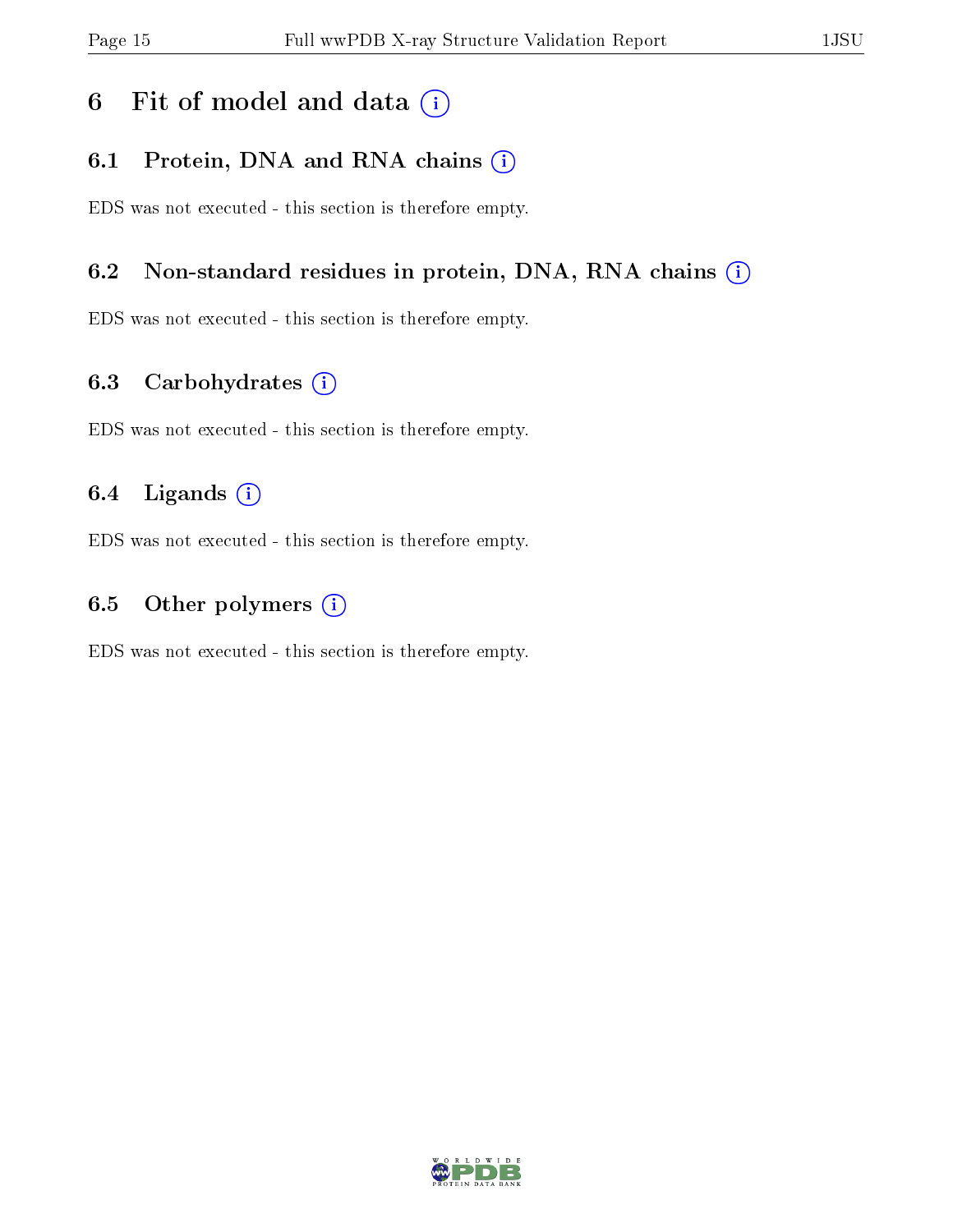# 6 Fit of model and data

## 6.1 Protein, DNA and RNA chains

EDS was not executed - this section is therefore empty.

## 6.2 Non-standard residues in protein, DNA, RNA chains

EDS was not executed - this section is therefore empty.

## 6.3 Carbohydrates

EDS was not executed - this section is therefore empty.

## 6.4 Ligands

EDS was not executed - this section is therefore empty.

## 6.5 Other polymers

EDS was not executed - this section is therefore empty.